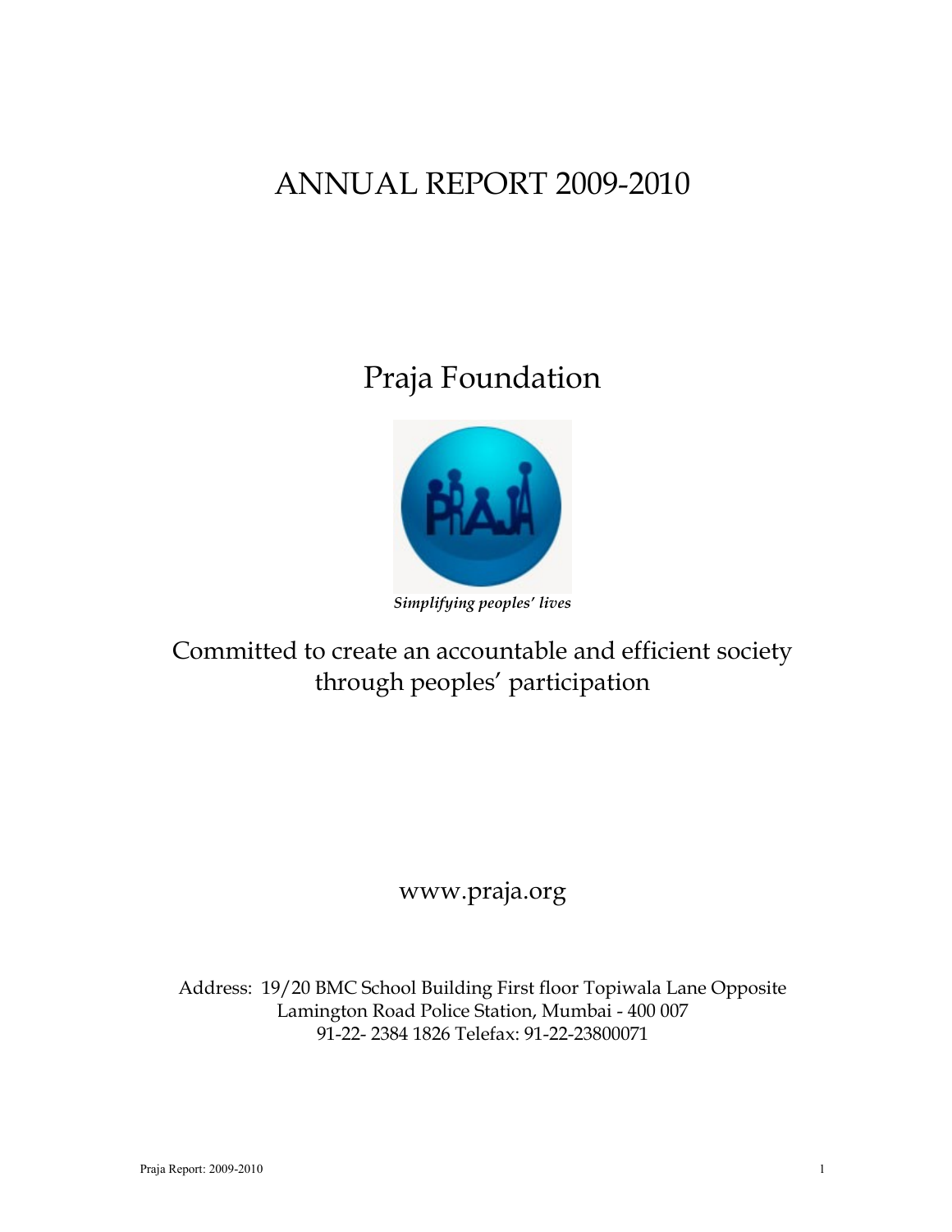# ANNUAL REPORT 2009-2010

# Praja Foundation

*Simplifying peoples' lives*

Committed to create an accountable and efficient society through peoples' participation

www.praja.org

Address: 19/20 BMC School Building First floor Topiwala Lane Opposite Lamington Road Police Station, Mumbai - 400 007
91-22- 2384 1826 Telefax: 91-22-23800071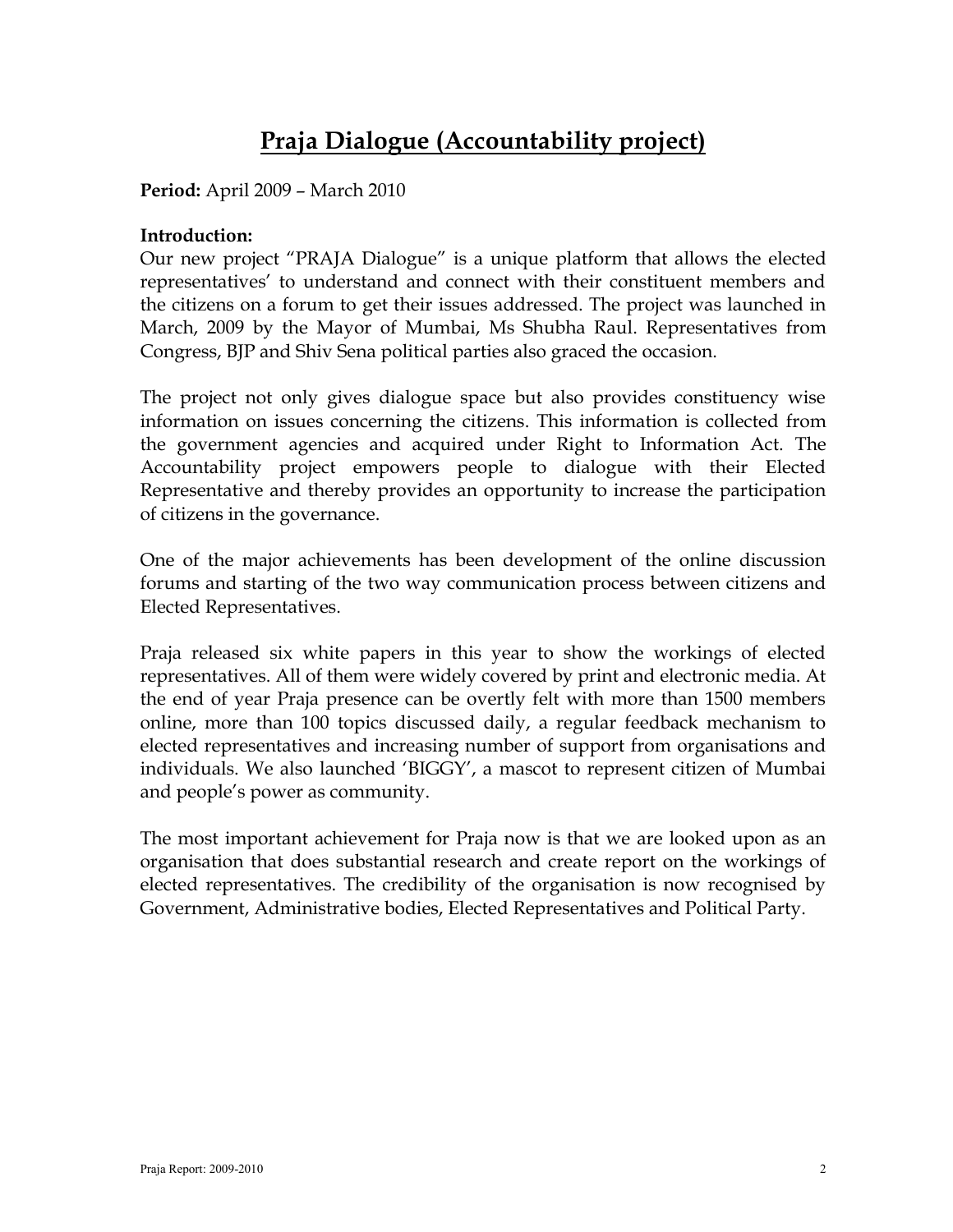# Praja Dialogue (Accountability project)

**Period:** April 2009 – March 2010

**Introduction:**

Our new project "PRAJA Dialogue" is a unique platform that allows the elected representatives' to understand and connect with their constituent members and the citizens on a forum to get their issues addressed. The project was launched in March, 2009 by the Mayor of Mumbai, Ms Shubha Raul. Representatives from Congress, BJP and Shiv Sena political parties also graced the occasion.

The project not only gives dialogue space but also provides constituency wise information on issues concerning the citizens. This information is collected from the government agencies and acquired under Right to Information Act. The Accountability project empowers people to dialogue with their Elected Representative and thereby provides an opportunity to increase the participation of citizens in the governance.

One of the major achievements has been development of the online discussion forums and starting of the two way communication process between citizens and Elected Representatives.

Praja released six white papers in this year to show the workings of elected representatives. All of them were widely covered by print and electronic media. At the end of year Praja presence can be overtly felt with more than 1500 members online, more than 100 topics discussed daily, a regular feedback mechanism to elected representatives and increasing number of support from organisations and individuals. We also launched 'BIGGY', a mascot to represent citizen of Mumbai and people's power as community.

The most important achievement for Praja now is that we are looked upon as an organisation that does substantial research and create report on the workings of elected representatives. The credibility of the organisation is now recognised by Government, Administrative bodies, Elected Representatives and Political Party.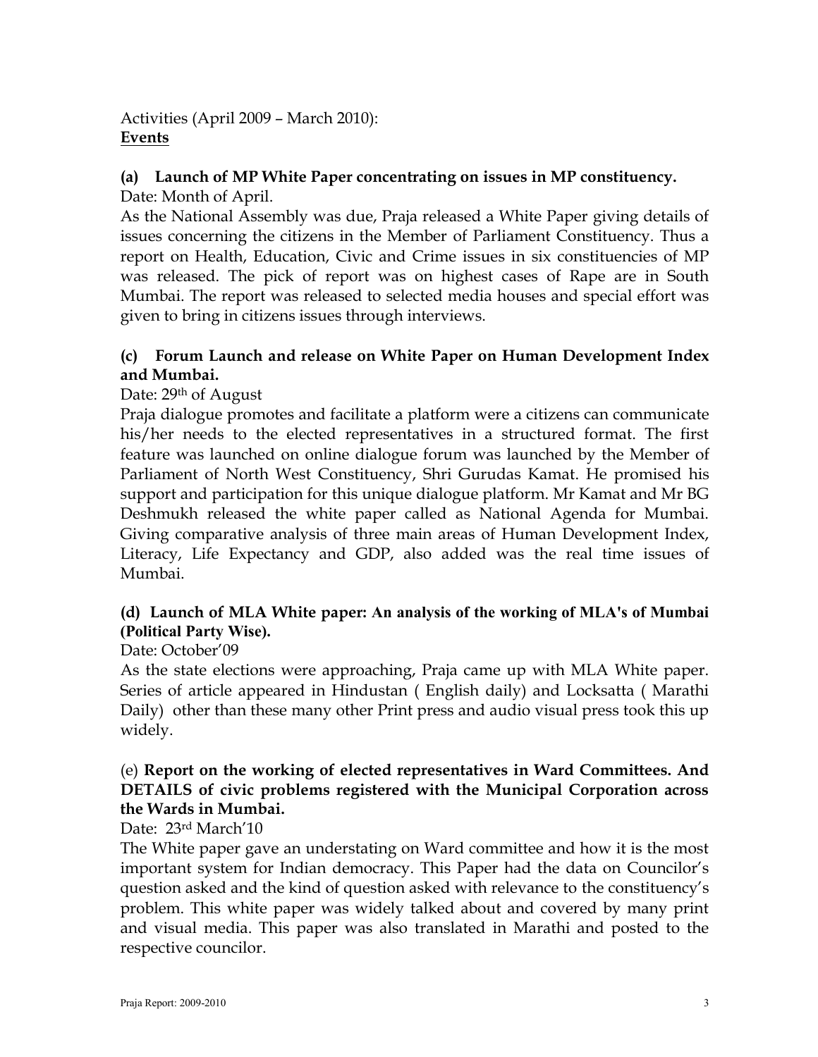Activities (April 2009 – March 2010):

**Events**

### (a) Launch of MP White Paper concentrating on issues in MP constituency.

Date: Month of April.

As the National Assembly was due, Praja released a White Paper giving details of issues concerning the citizens in the Member of Parliament Constituency. Thus a report on Health, Education, Civic and Crime issues in six constituencies of MP was released. The pick of report was on highest cases of Rape are in South Mumbai. The report was released to selected media houses and special effort was given to bring in citizens issues through interviews.

### (c) Forum Launch and release on White Paper on Human Development Index and Mumbai.

Date: 29th of August

Praja dialogue promotes and facilitate a platform were a citizens can communicate his/her needs to the elected representatives in a structured format. The first feature was launched on online dialogue forum was launched by the Member of Parliament of North West Constituency, Shri Gurudas Kamat. He promised his support and participation for this unique dialogue platform. Mr Kamat and Mr BG Deshmukh released the white paper called as National Agenda for Mumbai. Giving comparative analysis of three main areas of Human Development Index, Literacy, Life Expectancy and GDP, also added was the real time issues of Mumbai.

### (d) Launch of MLA White paper: An analysis of the working of MLA's of Mumbai (Political Party Wise).

Date: October'09

As the state elections were approaching, Praja came up with MLA White paper. Series of article appeared in Hindustan ( English daily) and Locksatta ( Marathi Daily) other than these many other Print press and audio visual press took this up widely.

### (e) Report on the working of elected representatives in Ward Committees. And DETAILS of civic problems registered with the Municipal Corporation across the Wards in Mumbai.

Date: 23rd March'10

The White paper gave an understating on Ward committee and how it is the most important system for Indian democracy. This Paper had the data on Councilor's question asked and the kind of question asked with relevance to the constituency's problem. This white paper was widely talked about and covered by many print and visual media. This paper was also translated in Marathi and posted to the respective councilor.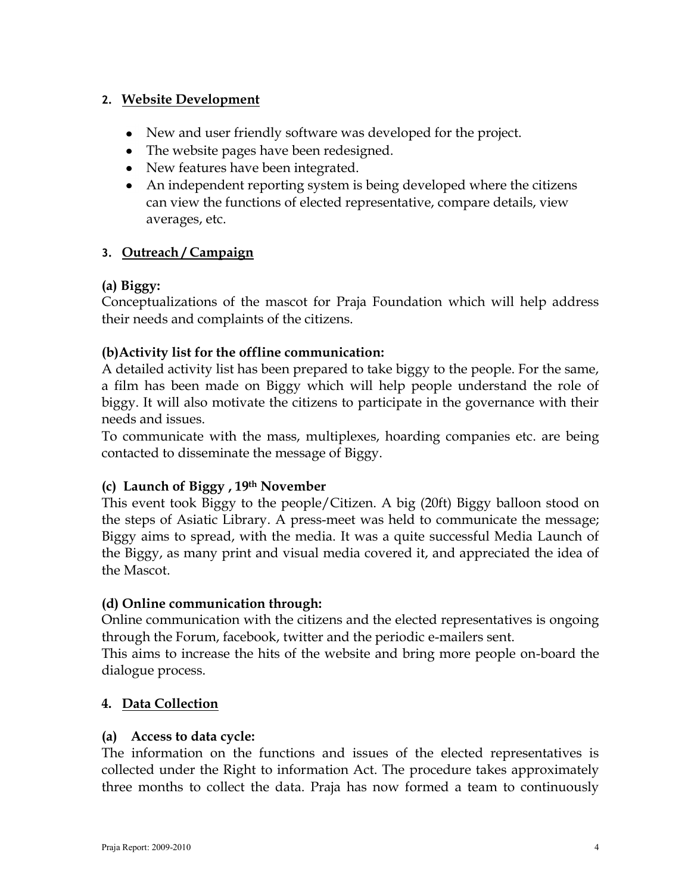## 2. Website Development

- New and user friendly software was developed for the project.
- The website pages have been redesigned.
- New features have been integrated.
- An independent reporting system is being developed where the citizens can view the functions of elected representative, compare details, view averages, etc.

## 3. Outreach / Campaign

**(a) Biggy:**

Conceptualizations of the mascot for Praja Foundation which will help address their needs and complaints of the citizens.

**(b)Activity list for the offline communication:**

A detailed activity list has been prepared to take biggy to the people. For the same, a film has been made on Biggy which will help people understand the role of biggy. It will also motivate the citizens to participate in the governance with their needs and issues.

To communicate with the mass, multiplexes, hoarding companies etc. are being contacted to disseminate the message of Biggy.

**(c) Launch of Biggy , 19th November**

This event took Biggy to the people/Citizen. A big (20ft) Biggy balloon stood on the steps of Asiatic Library. A press-meet was held to communicate the message; Biggy aims to spread, with the media. It was a quite successful Media Launch of the Biggy, as many print and visual media covered it, and appreciated the idea of the Mascot.

**(d) Online communication through:**

Online communication with the citizens and the elected representatives is ongoing through the Forum, facebook, twitter and the periodic e-mailers sent.

This aims to increase the hits of the website and bring more people on-board the dialogue process.

## 4. Data Collection

**(a) Access to data cycle:**

The information on the functions and issues of the elected representatives is collected under the Right to information Act. The procedure takes approximately three months to collect the data. Praja has now formed a team to continuously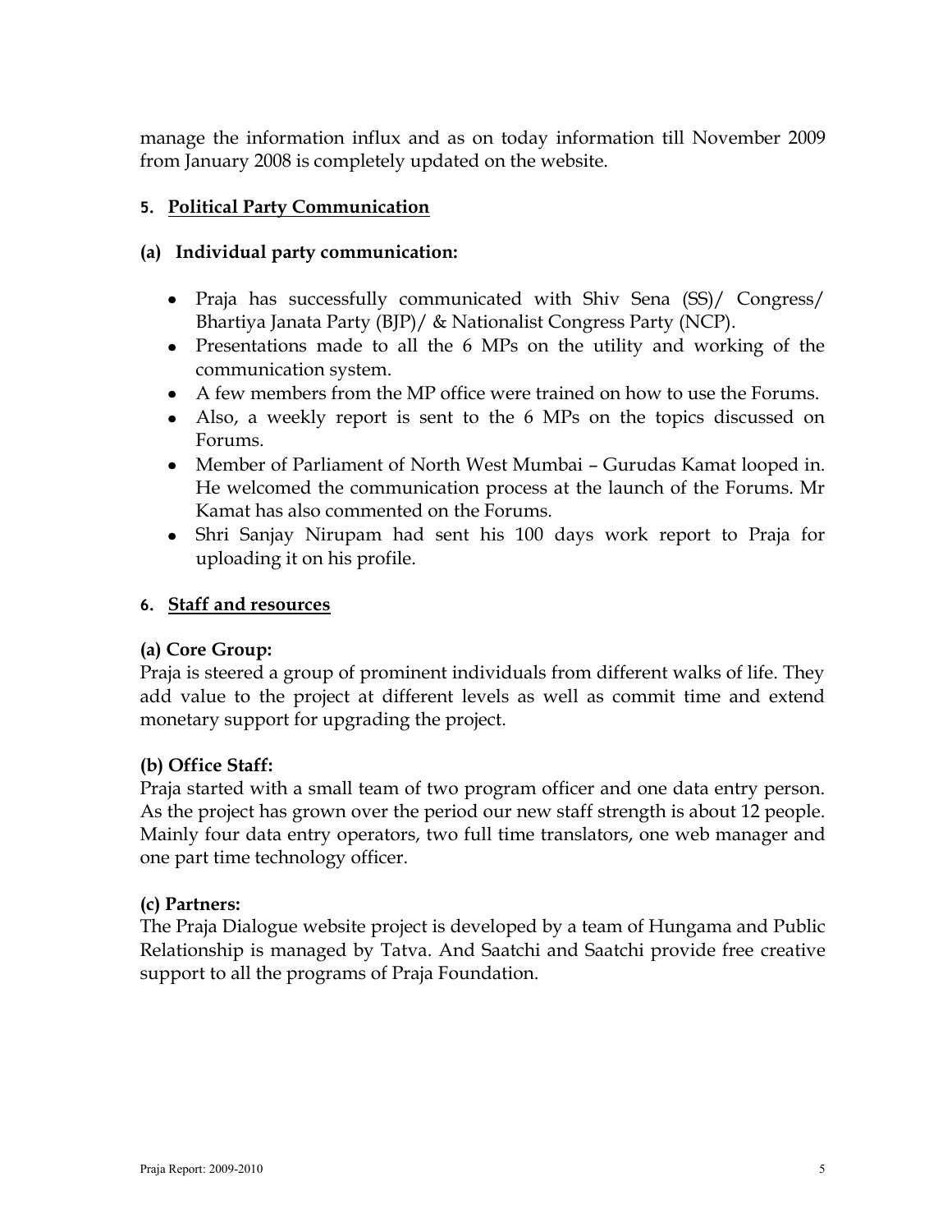manage the information influx and as on today information till November 2009 from January 2008 is completely updated on the website.

## 5. Political Party Communication

### (a) Individual party communication:

- Praja has successfully communicated with Shiv Sena (SS)/ Congress/ Bhartiya Janata Party (BJP)/ & Nationalist Congress Party (NCP).
- Presentations made to all the 6 MPs on the utility and working of the communication system.
- A few members from the MP office were trained on how to use the Forums.
- Also, a weekly report is sent to the 6 MPs on the topics discussed on Forums.
- Member of Parliament of North West Mumbai – Gurudas Kamat looped in. He welcomed the communication process at the launch of the Forums. Mr Kamat has also commented on the Forums.
- Shri Sanjay Nirupam had sent his 100 days work report to Praja for uploading it on his profile.

## 6. Staff and resources

### (a) Core Group:

Praja is steered a group of prominent individuals from different walks of life. They add value to the project at different levels as well as commit time and extend monetary support for upgrading the project.

### (b) Office Staff:

Praja started with a small team of two program officer and one data entry person. As the project has grown over the period our new staff strength is about 12 people. Mainly four data entry operators, two full time translators, one web manager and one part time technology officer.

### (c) Partners:

The Praja Dialogue website project is developed by a team of Hungama and Public Relationship is managed by Tatva. And Saatchi and Saatchi provide free creative support to all the programs of Praja Foundation.